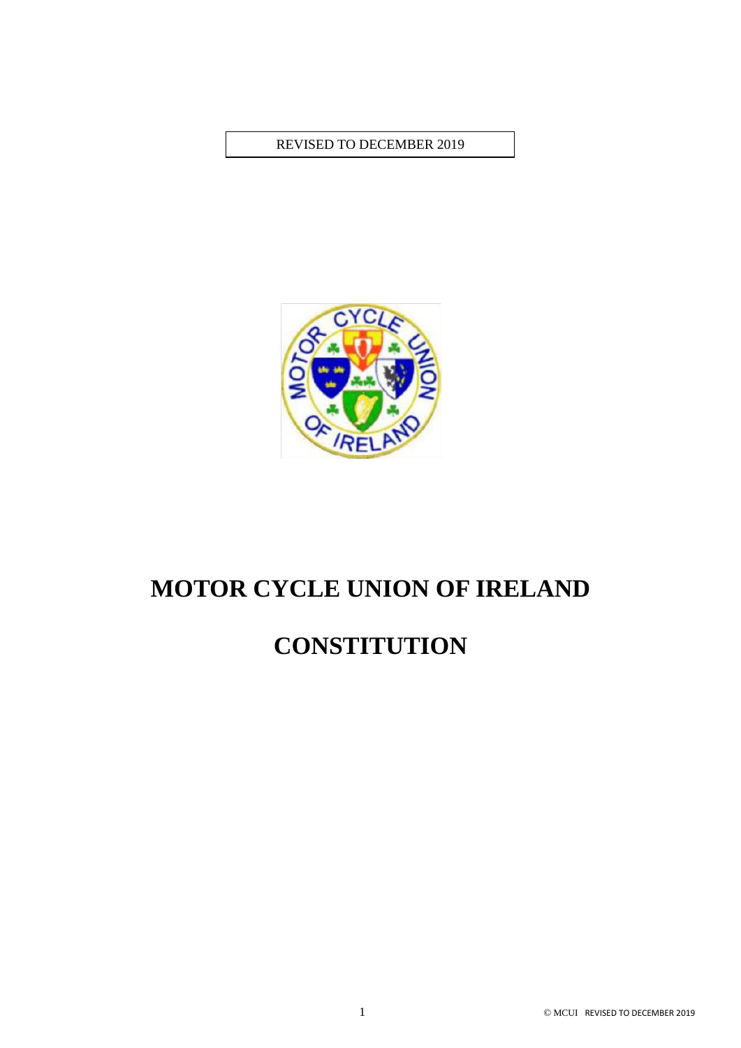REVISED TO DECEMBER 2019

# MOTOR CYCLE UNION OF IRELAND

# CONSTITUTION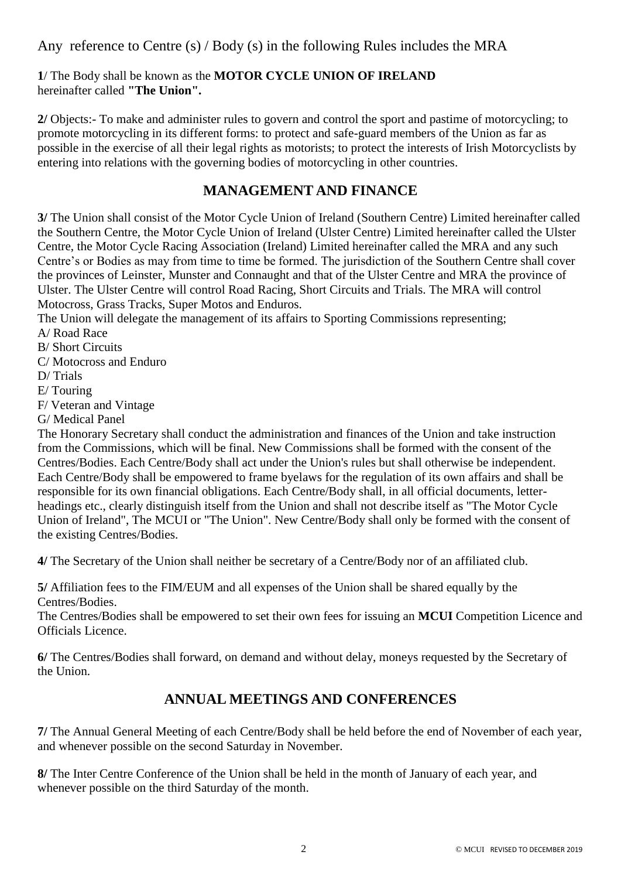Any reference to Centre (s) / Body (s) in the following Rules includes the MRA

**1**/ The Body shall be known as the **MOTOR CYCLE UNION OF IRELAND** hereinafter called **"The Union".**

**2/** Objects:- To make and administer rules to govern and control the sport and pastime of motorcycling; to promote motorcycling in its different forms: to protect and safe-guard members of the Union as far as possible in the exercise of all their legal rights as motorists; to protect the interests of Irish Motorcyclists by entering into relations with the governing bodies of motorcycling in other countries.

## MANAGEMENT AND FINANCE

**3/** The Union shall consist of the Motor Cycle Union of Ireland (Southern Centre) Limited hereinafter called the Southern Centre, the Motor Cycle Union of Ireland (Ulster Centre) Limited hereinafter called the Ulster Centre, the Motor Cycle Racing Association (Ireland) Limited hereinafter called the MRA and any such Centre's or Bodies as may from time to time be formed. The jurisdiction of the Southern Centre shall cover the provinces of Leinster, Munster and Connaught and that of the Ulster Centre and MRA the province of Ulster. The Ulster Centre will control Road Racing, Short Circuits and Trials. The MRA will control Motocross, Grass Tracks, Super Motos and Enduros.

The Union will delegate the management of its affairs to Sporting Commissions representing;

A/ Road Race
B/ Short Circuits
C/ Motocross and Enduro
D/ Trials
E/ Touring
F/ Veteran and Vintage
G/ Medical Panel

The Honorary Secretary shall conduct the administration and finances of the Union and take instruction from the Commissions, which will be final. New Commissions shall be formed with the consent of the Centres/Bodies. Each Centre/Body shall act under the Union's rules but shall otherwise be independent. Each Centre/Body shall be empowered to frame byelaws for the regulation of its own affairs and shall be responsible for its own financial obligations. Each Centre/Body shall, in all official documents, letter-headings etc., clearly distinguish itself from the Union and shall not describe itself as "The Motor Cycle Union of Ireland", The MCUI or "The Union". New Centre/Body shall only be formed with the consent of the existing Centres/Bodies.

**4/** The Secretary of the Union shall neither be secretary of a Centre/Body nor of an affiliated club.

**5/** Affiliation fees to the FIM/EUM and all expenses of the Union shall be shared equally by the Centres/Bodies.

The Centres/Bodies shall be empowered to set their own fees for issuing an **MCUI** Competition Licence and Officials Licence.

**6/** The Centres/Bodies shall forward, on demand and without delay, moneys requested by the Secretary of the Union.

## ANNUAL MEETINGS AND CONFERENCES

**7/** The Annual General Meeting of each Centre/Body shall be held before the end of November of each year, and whenever possible on the second Saturday in November.

**8/** The Inter Centre Conference of the Union shall be held in the month of January of each year, and whenever possible on the third Saturday of the month.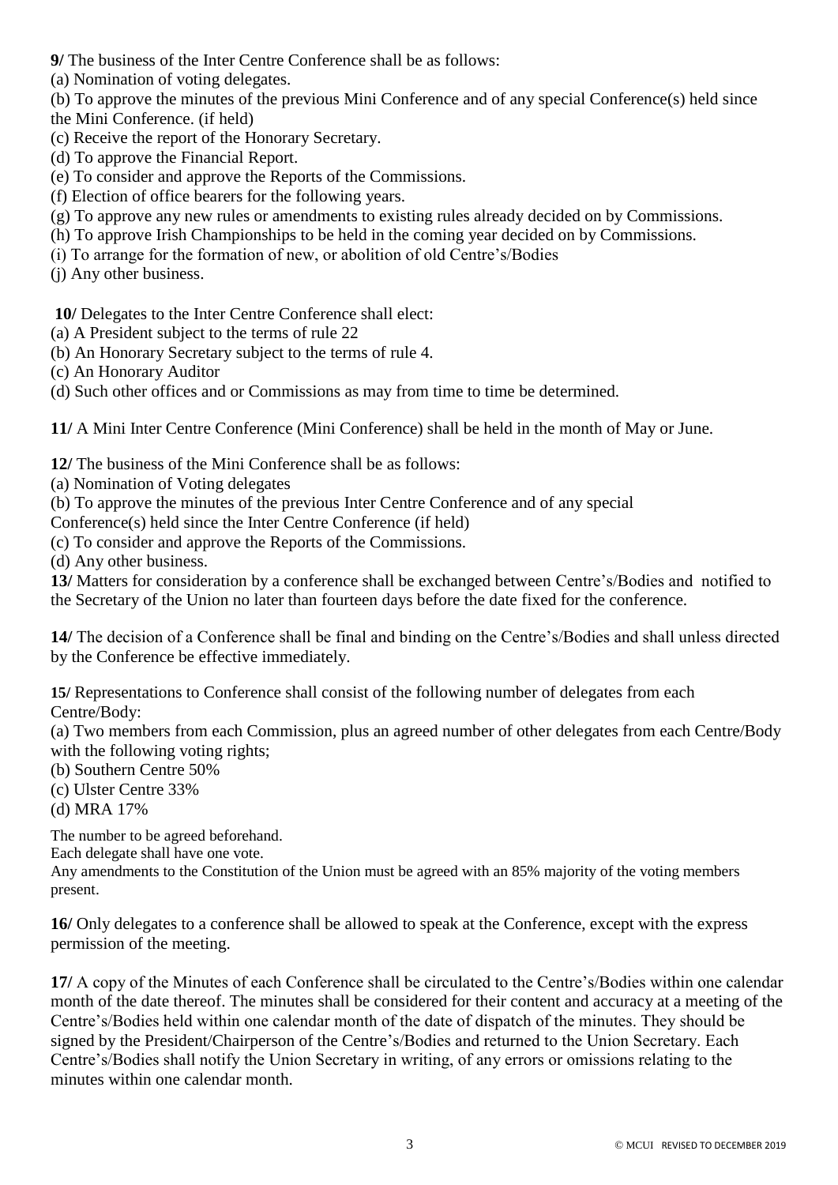**9/** The business of the Inter Centre Conference shall be as follows:

(a) Nomination of voting delegates.

(b) To approve the minutes of the previous Mini Conference and of any special Conference(s) held since the Mini Conference. (if held)

(c) Receive the report of the Honorary Secretary.

(d) To approve the Financial Report.

(e) To consider and approve the Reports of the Commissions.

(f) Election of office bearers for the following years.

(g) To approve any new rules or amendments to existing rules already decided on by Commissions.

(h) To approve Irish Championships to be held in the coming year decided on by Commissions.

(i) To arrange for the formation of new, or abolition of old Centre's/Bodies

(j) Any other business.

**10/** Delegates to the Inter Centre Conference shall elect:

(a) A President subject to the terms of rule 22

(b) An Honorary Secretary subject to the terms of rule 4.

(c) An Honorary Auditor

(d) Such other offices and or Commissions as may from time to time be determined.

**11/** A Mini Inter Centre Conference (Mini Conference) shall be held in the month of May or June.

**12/** The business of the Mini Conference shall be as follows:

(a) Nomination of Voting delegates

(b) To approve the minutes of the previous Inter Centre Conference and of any special Conference(s) held since the Inter Centre Conference (if held)

(c) To consider and approve the Reports of the Commissions.

(d) Any other business.

**13/** Matters for consideration by a conference shall be exchanged between Centre's/Bodies and notified to the Secretary of the Union no later than fourteen days before the date fixed for the conference.

**14/** The decision of a Conference shall be final and binding on the Centre's/Bodies and shall unless directed by the Conference be effective immediately.

**15/** Representations to Conference shall consist of the following number of delegates from each Centre/Body:

(a) Two members from each Commission, plus an agreed number of other delegates from each Centre/Body with the following voting rights;

(b) Southern Centre 50%

(c) Ulster Centre 33%

(d) MRA 17%

The number to be agreed beforehand.

Each delegate shall have one vote.

Any amendments to the Constitution of the Union must be agreed with an 85% majority of the voting members present.

**16/** Only delegates to a conference shall be allowed to speak at the Conference, except with the express permission of the meeting.

**17/** A copy of the Minutes of each Conference shall be circulated to the Centre's/Bodies within one calendar month of the date thereof. The minutes shall be considered for their content and accuracy at a meeting of the Centre's/Bodies held within one calendar month of the date of dispatch of the minutes. They should be signed by the President/Chairperson of the Centre's/Bodies and returned to the Union Secretary. Each Centre's/Bodies shall notify the Union Secretary in writing, of any errors or omissions relating to the minutes within one calendar month.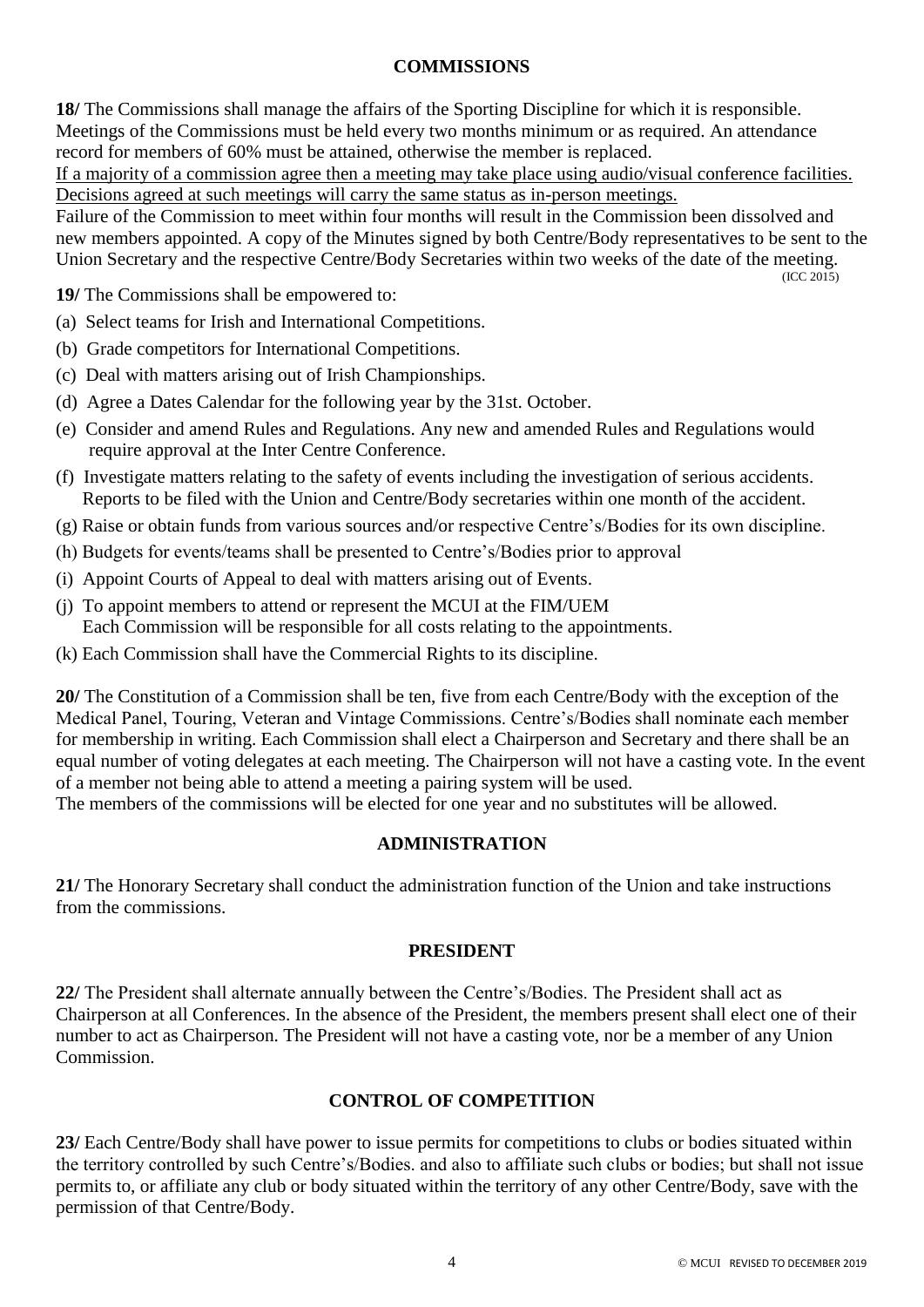## COMMISSIONS

**18/** The Commissions shall manage the affairs of the Sporting Discipline for which it is responsible. Meetings of the Commissions must be held every two months minimum or as required. An attendance record for members of 60% must be attained, otherwise the member is replaced.

<u>If a majority of a commission agree then a meeting may take place using audio/visual conference facilities. Decisions agreed at such meetings will carry the same status as in-person meetings.</u>

Failure of the Commission to meet within four months will result in the Commission been dissolved and new members appointed. A copy of the Minutes signed by both Centre/Body representatives to be sent to the Union Secretary and the respective Centre/Body Secretaries within two weeks of the date of the meeting. (ICC 2015)

**19/** The Commissions shall be empowered to:

(a) Select teams for Irish and International Competitions.

(b) Grade competitors for International Competitions.

(c) Deal with matters arising out of Irish Championships.

(d) Agree a Dates Calendar for the following year by the 31st. October.

(e) Consider and amend Rules and Regulations. Any new and amended Rules and Regulations would require approval at the Inter Centre Conference.

(f) Investigate matters relating to the safety of events including the investigation of serious accidents. Reports to be filed with the Union and Centre/Body secretaries within one month of the accident.

(g) Raise or obtain funds from various sources and/or respective Centre's/Bodies for its own discipline.

(h) Budgets for events/teams shall be presented to Centre's/Bodies prior to approval

(i) Appoint Courts of Appeal to deal with matters arising out of Events.

(j) To appoint members to attend or represent the MCUI at the FIM/UEM
Each Commission will be responsible for all costs relating to the appointments.

(k) Each Commission shall have the Commercial Rights to its discipline.

**20/** The Constitution of a Commission shall be ten, five from each Centre/Body with the exception of the Medical Panel, Touring, Veteran and Vintage Commissions. Centre's/Bodies shall nominate each member for membership in writing. Each Commission shall elect a Chairperson and Secretary and there shall be an equal number of voting delegates at each meeting. The Chairperson will not have a casting vote. In the event of a member not being able to attend a meeting a pairing system will be used.

The members of the commissions will be elected for one year and no substitutes will be allowed.

## ADMINISTRATION

**21/** The Honorary Secretary shall conduct the administration function of the Union and take instructions from the commissions.

## PRESIDENT

**22/** The President shall alternate annually between the Centre's/Bodies. The President shall act as Chairperson at all Conferences. In the absence of the President, the members present shall elect one of their number to act as Chairperson. The President will not have a casting vote, nor be a member of any Union Commission.

## CONTROL OF COMPETITION

**23/** Each Centre/Body shall have power to issue permits for competitions to clubs or bodies situated within the territory controlled by such Centre's/Bodies. and also to affiliate such clubs or bodies; but shall not issue permits to, or affiliate any club or body situated within the territory of any other Centre/Body, save with the permission of that Centre/Body.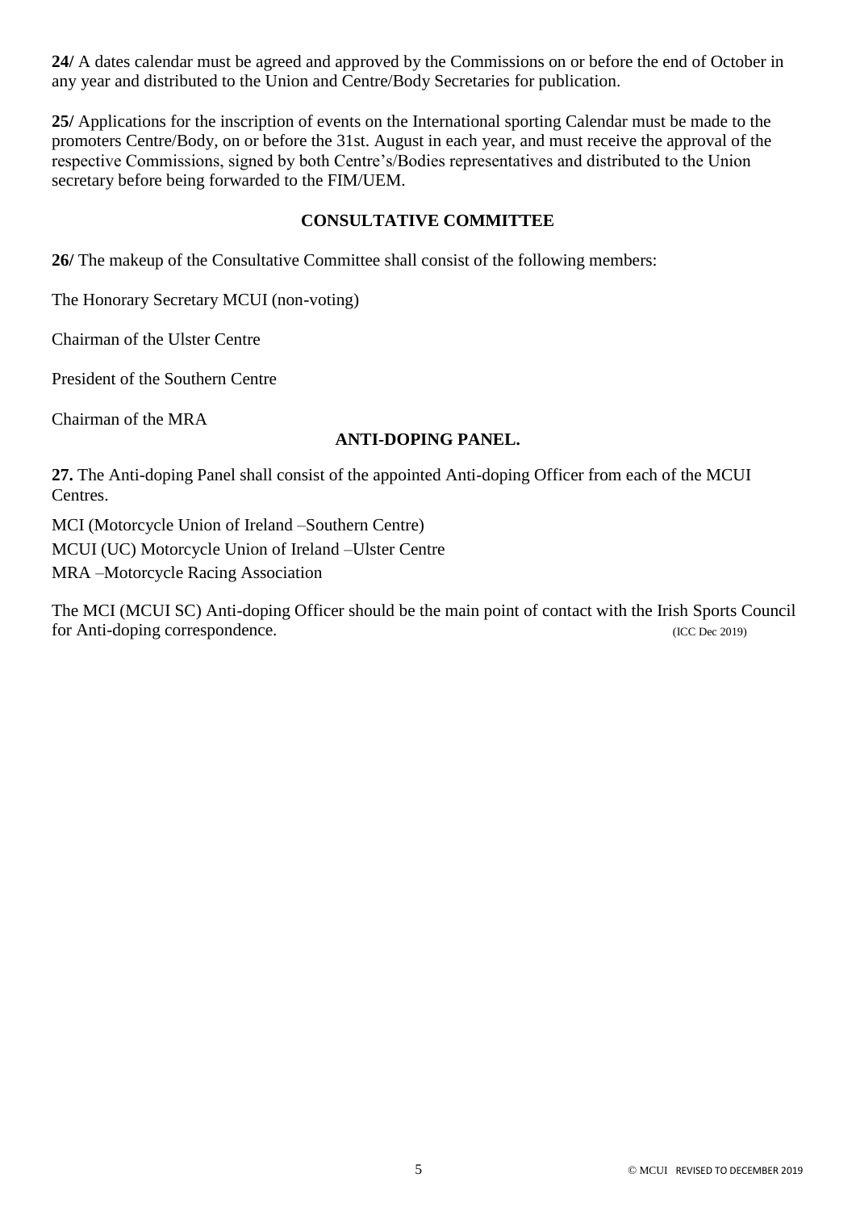**24/** A dates calendar must be agreed and approved by the Commissions on or before the end of October in any year and distributed to the Union and Centre/Body Secretaries for publication.

**25/** Applications for the inscription of events on the International sporting Calendar must be made to the promoters Centre/Body, on or before the 31st. August in each year, and must receive the approval of the respective Commissions, signed by both Centre's/Bodies representatives and distributed to the Union secretary before being forwarded to the FIM/UEM.

## CONSULTATIVE COMMITTEE

**26/** The makeup of the Consultative Committee shall consist of the following members:

The Honorary Secretary MCUI (non-voting)

Chairman of the Ulster Centre

President of the Southern Centre

Chairman of the MRA

## ANTI-DOPING PANEL.

**27.** The Anti-doping Panel shall consist of the appointed Anti-doping Officer from each of the MCUI Centres.

MCI (Motorcycle Union of Ireland –Southern Centre)

MCUI (UC) Motorcycle Union of Ireland –Ulster Centre

MRA –Motorcycle Racing Association

The MCI (MCUI SC) Anti-doping Officer should be the main point of contact with the Irish Sports Council for Anti-doping correspondence. (ICC Dec 2019)